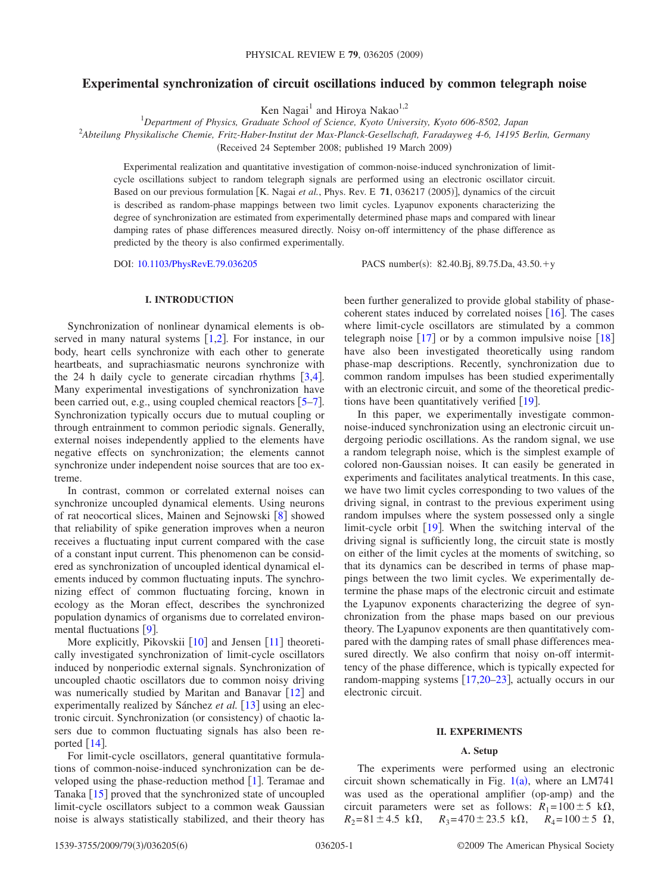# Experimental synchronization of circuit oscillations induced by common telegraph noise

Ken Nagai[1] and Hiroya Nakao[1,2]

[1]*Department of Physics, Graduate School of Science, Kyoto University, Kyoto 606-8502, Japan*

[2]*Abteilung Physikalische Chemie, Fritz-Haber-Institut der Max-Planck-Gesellschaft, Faradayweg 4-6, 14195 Berlin, Germany*

(Received 24 September 2008; published 19 March 2009)

Experimental realization and quantitative investigation of common-noise-induced synchronization of limit-cycle oscillations subject to random telegraph signals are performed using an electronic oscillator circuit. Based on our previous formulation [K. Nagai *et al.*, Phys. Rev. E **71**, 036217 (2005)], dynamics of the circuit is described as random-phase mappings between two limit cycles. Lyapunov exponents characterizing the degree of synchronization are estimated from experimentally determined phase maps and compared with linear damping rates of phase differences measured directly. Noisy on-off intermittency of the phase difference as predicted by the theory is also confirmed experimentally.

DOI: 10.1103/PhysRevE.79.036205 PACS number(s): 82.40.Bj, 89.75.Da, 43.50.+y

## I. INTRODUCTION

Synchronization of nonlinear dynamical elements is observed in many natural systems [1,2]. For instance, in our body, heart cells synchronize with each other to generate heartbeats, and suprachiasmatic neurons synchronize with the 24 h daily cycle to generate circadian rhythms [3,4]. Many experimental investigations of synchronization have been carried out, e.g., using coupled chemical reactors [5–7]. Synchronization typically occurs due to mutual coupling or through entrainment to common periodic signals. Generally, external noises independently applied to the elements have negative effects on synchronization; the elements cannot synchronize under independent noise sources that are too extreme.

In contrast, common or correlated external noises can synchronize uncoupled dynamical elements. Using neurons of rat neocortical slices, Mainen and Sejnowski [8] showed that reliability of spike generation improves when a neuron receives a fluctuating input current compared with the case of a constant input current. This phenomenon can be considered as synchronization of uncoupled identical dynamical elements induced by common fluctuating inputs. The synchronizing effect of common fluctuating forcing, known in ecology as the Moran effect, describes the synchronized population dynamics of organisms due to correlated environmental fluctuations [9].

More explicitly, Pikovskii [10] and Jensen [11] theoretically investigated synchronization of limit-cycle oscillators induced by nonperiodic external signals. Synchronization of uncoupled chaotic oscillators due to common noisy driving was numerically studied by Maritan and Banavar [12] and experimentally realized by Sánchez *et al.* [13] using an electronic circuit. Synchronization (or consistency) of chaotic lasers due to common fluctuating signals has also been reported [14].

For limit-cycle oscillators, general quantitative formulations of common-noise-induced synchronization can be developed using the phase-reduction method [1]. Teramae and Tanaka [15] proved that the synchronized state of uncoupled limit-cycle oscillators subject to a common weak Gaussian noise is always statistically stabilized, and their theory has been further generalized to provide global stability of phase-coherent states induced by correlated noises [16]. The cases where limit-cycle oscillators are stimulated by a common telegraph noise [17] or by a common impulsive noise [18] have also been investigated theoretically using random phase-map descriptions. Recently, synchronization due to common random impulses has been studied experimentally with an electronic circuit, and some of the theoretical predictions have been quantitatively verified [19].

In this paper, we experimentally investigate common-noise-induced synchronization using an electronic circuit undergoing periodic oscillations. As the random signal, we use a random telegraph noise, which is the simplest example of colored non-Gaussian noises. It can easily be generated in experiments and facilitates analytical treatments. In this case, we have two limit cycles corresponding to two values of the driving signal, in contrast to the previous experiment using random impulses where the system possessed only a single limit-cycle orbit [19]. When the switching interval of the driving signal is sufficiently long, the circuit state is mostly on either of the limit cycles at the moments of switching, so that its dynamics can be described in terms of phase mappings between the two limit cycles. We experimentally determine the phase maps of the electronic circuit and estimate the Lyapunov exponents characterizing the degree of synchronization from the phase maps based on our previous theory. The Lyapunov exponents are then quantitatively compared with the damping rates of small phase differences measured directly. We also confirm that noisy on-off intermittency of the phase difference, which is typically expected for random-mapping systems [17,20–23], actually occurs in our electronic circuit.

## II. EXPERIMENTS

### A. Setup

The experiments were performed using an electronic circuit shown schematically in Fig. 1(a), where an LM741 was used as the operational amplifier (op-amp) and the circuit parameters were set as follows: $R_1=100\pm5$ k$\Omega$, $R_2=81\pm4.5$ k$\Omega$, $R_3=470\pm23.5$ k$\Omega$, $R_4=100\pm5$ $\Omega$,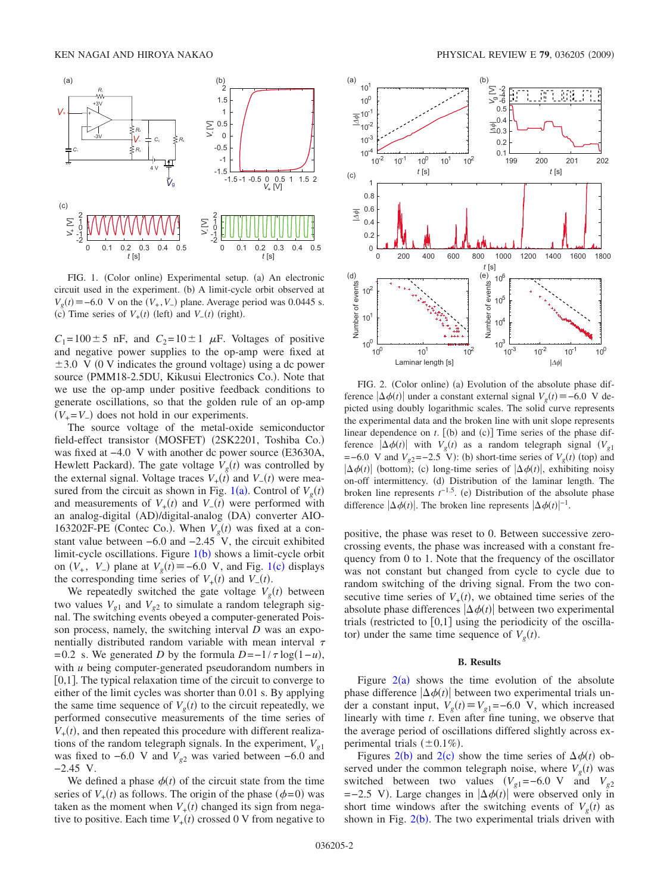FIG. 1. (Color online) Experimental setup. (a) An electronic circuit used in the experiment. (b) A limit-cycle orbit observed at $V_g(t) \equiv -6.0$ V on the $(V_+, V_-)$ plane. Average period was 0.0445 s. (c) Time series of $V_+(t)$ (left) and $V_-(t)$ (right).

$C_1 = 100 \pm 5$ nF, and $C_2 = 10 \pm 1$ $\mu$F. Voltages of positive and negative power supplies to the op-amp were fixed at $\pm 3.0$ V (0 V indicates the ground voltage) using a dc power source (PMM18-2.5DU, Kikusui Electronics Co.). Note that we use the op-amp under positive feedback conditions to generate oscillations, so that the golden rule of an op-amp $(V_+ = V_-)$ does not hold in our experiments.

The source voltage of the metal-oxide semiconductor field-effect transistor (MOSFET) (2SK2201, Toshiba Co.) was fixed at $-4.0$ V with another dc power source (E3630A, Hewlett Packard). The gate voltage $V_g(t)$ was controlled by the external signal. Voltage traces $V_+(t)$ and $V_-(t)$ were measured from the circuit as shown in Fig. 1(a). Control of $V_g(t)$ and measurements of $V_+(t)$ and $V_-(t)$ were performed with an analog-digital (AD)/digital-analog (DA) converter AIO-163202F-PE (Contec Co.). When $V_g(t)$ was fixed at a constant value between $-6.0$ and $-2.45$ V, the circuit exhibited limit-cycle oscillations. Figure 1(b) shows a limit-cycle orbit on $(V_+, V_-)$ plane at $V_g(t) \equiv -6.0$ V, and Fig. 1(c) displays the corresponding time series of $V_+(t)$ and $V_-(t)$.

We repeatedly switched the gate voltage $V_g(t)$ between two values $V_{g1}$ and $V_{g2}$ to simulate a random telegraph signal. The switching events obeyed a computer-generated Poisson process, namely, the switching interval $D$ was an exponentially distributed random variable with mean interval $\tau = 0.2$ s. We generated $D$ by the formula $D = -1/\tau \log(1-u)$, with $u$ being computer-generated pseudorandom numbers in [0,1]. The typical relaxation time of the circuit to converge to either of the limit cycles was shorter than 0.01 s. By applying the same time sequence of $V_g(t)$ to the circuit repeatedly, we performed consecutive measurements of the time series of $V_+(t)$, and then repeated this procedure with different realizations of the random telegraph signals. In the experiment, $V_{g1}$ was fixed to $-6.0$ V and $V_{g2}$ was varied between $-6.0$ and $-2.45$ V.

We defined a phase $\phi(t)$ of the circuit state from the time series of $V_+(t)$ as follows. The origin of the phase $(\phi = 0)$ was taken as the moment when $V_+(t)$ changed its sign from negative to positive. Each time $V_+(t)$ crossed 0 V from negative to positive, the phase was reset to 0. Between successive zero-crossing events, the phase was increased with a constant frequency from 0 to 1. Note that the frequency of the oscillator was not constant but changed from cycle to cycle due to random switching of the driving signal. From the two consecutive time series of $V_+(t)$, we obtained time series of the absolute phase differences $|\Delta\phi(t)|$ between two experimental trials (restricted to [0,1] using the periodicity of the oscillator) under the same time sequence of $V_g(t)$.

FIG. 2. (Color online) (a) Evolution of the absolute phase difference $|\Delta\phi(t)|$ under a constant external signal $V_g(t) \equiv -6.0$ V depicted using doubly logarithmic scales. The solid curve represents the experimental data and the broken line with unit slope represents linear dependence on $t$. [(b) and (c)] Time series of the phase difference $|\Delta\phi(t)|$ with $V_g(t)$ as a random telegraph signal ($V_{g1} = -6.0$ V and $V_{g2} = -2.5$ V): (b) short-time series of $V_g(t)$ (top) and $|\Delta\phi(t)|$ (bottom); (c) long-time series of $|\Delta\phi(t)|$, exhibiting noisy on-off intermittency. (d) Distribution of the laminar length. The broken line represents $t^{-1.5}$. (e) Distribution of the absolute phase difference $|\Delta\phi(t)|$. The broken line represents $|\Delta\phi(t)|^{-1}$.

### B. Results

Figure 2(a) shows the time evolution of the absolute phase difference $|\Delta\phi(t)|$ between two experimental trials under a constant input, $V_g(t) \equiv V_{g1} = -6.0$ V, which increased linearly with time $t$. Even after fine tuning, we observe that the average period of oscillations differed slightly across experimental trials ($\pm 0.1\%$).

Figures 2(b) and 2(c) show the time series of $\Delta\phi(t)$ observed under the random telegraph noise, where $V_g(t)$ was switched between two values ($V_{g1} = -6.0$ V and $V_{g2} = -2.5$ V). Large changes in $|\Delta\phi(t)|$ were observed only in short time windows after the switching events of $V_g(t)$ as shown in Fig. 2(b). The two experimental trials driven with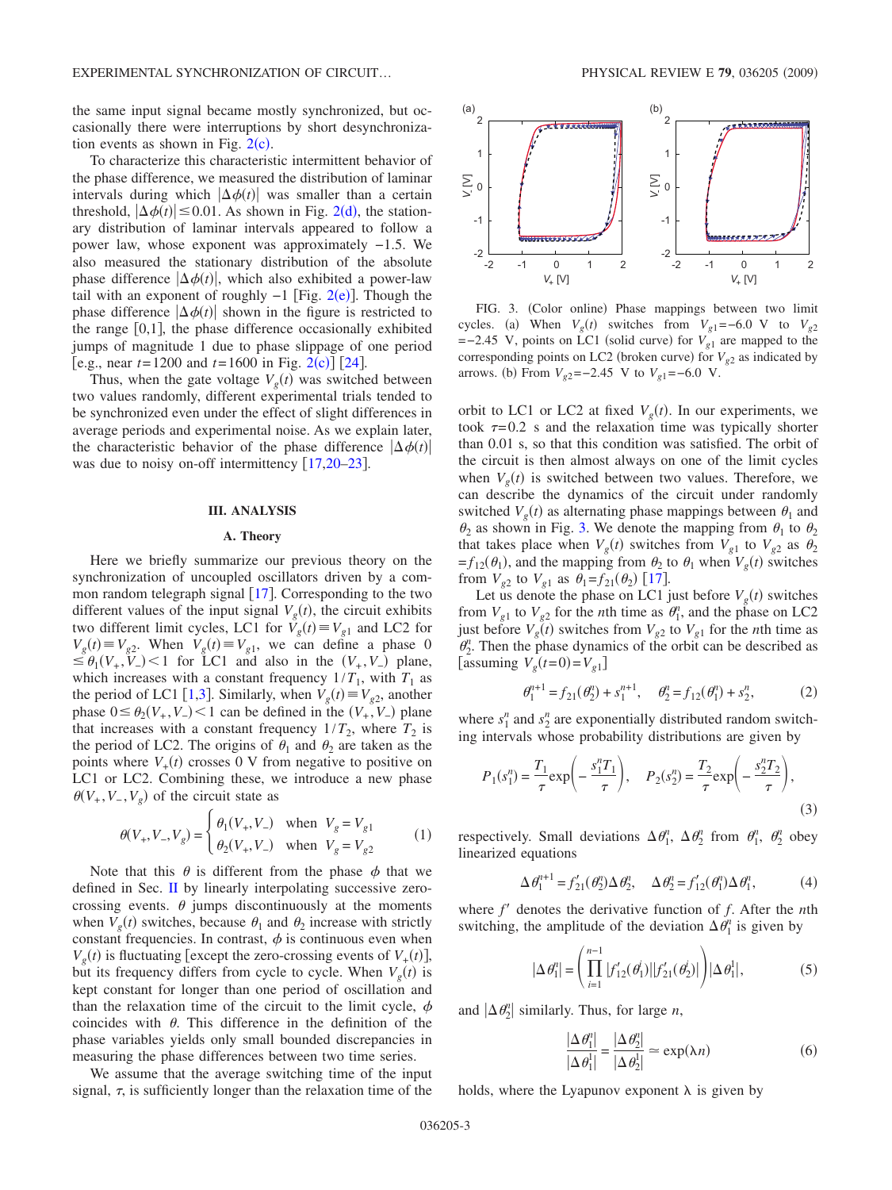the same input signal became mostly synchronized, but occasionally there were interruptions by short desynchronization events as shown in Fig. 2(c).

To characterize this characteristic intermittent behavior of the phase difference, we measured the distribution of laminar intervals during which $|\Delta\phi(t)|$ was smaller than a certain threshold, $|\Delta\phi(t)| \leq 0.01$. As shown in Fig. 2(d), the stationary distribution of laminar intervals appeared to follow a power law, whose exponent was approximately $-1.5$. We also measured the stationary distribution of the absolute phase difference $|\Delta\phi(t)|$, which also exhibited a power-law tail with an exponent of roughly $-1$ [Fig. 2(e)]. Though the phase difference $|\Delta\phi(t)|$ shown in the figure is restricted to the range $[0,1]$, the phase difference occasionally exhibited jumps of magnitude 1 due to phase slippage of one period [e.g., near $t=1200$ and $t=1600$ in Fig. 2(c)] [24].

Thus, when the gate voltage $V_g(t)$ was switched between two values randomly, different experimental trials tended to be synchronized even under the effect of slight differences in average periods and experimental noise. As we explain later, the characteristic behavior of the phase difference $|\Delta\phi(t)|$ was due to noisy on-off intermittency [17,20–23].

## III. ANALYSIS

### A. Theory

Here we briefly summarize our previous theory on the synchronization of uncoupled oscillators driven by a common random telegraph signal [17]. Corresponding to the two different values of the input signal $V_g(t)$, the circuit exhibits two different limit cycles, LC1 for $V_g(t) \equiv V_{g1}$ and LC2 for $V_g(t) \equiv V_{g2}$. When $V_g(t) \equiv V_{g1}$, we can define a phase $0 \leq \theta_1(V_+, V_-) < 1$ for LC1 and also in the $(V_+, V_-)$ plane, which increases with a constant frequency $1/T_1$, with $T_1$ as the period of LC1 [1,3]. Similarly, when $V_g(t) \equiv V_{g2}$, another phase $0 \leq \theta_2(V_+, V_-) < 1$ can be defined in the $(V_+, V_-)$ plane that increases with a constant frequency $1/T_2$, where $T_2$ is the period of LC2. The origins of $\theta_1$ and $\theta_2$ are taken as the points where $V_+(t)$ crosses 0 V from negative to positive on LC1 or LC2. Combining these, we introduce a new phase $\theta(V_+, V_-, V_g)$ of the circuit state as

$$\theta(V_+, V_-, V_g) = \begin{cases} \theta_1(V_+, V_-) & \text{when } V_g = V_{g1} \\ \theta_2(V_+, V_-) & \text{when } V_g = V_{g2} \end{cases} \tag{1}$$

Note that this $\theta$ is different from the phase $\phi$ that we defined in Sec. II by linearly interpolating successive zero-crossing events. $\theta$ jumps discontinuously at the moments when $V_g(t)$ switches, because $\theta_1$ and $\theta_2$ increase with strictly constant frequencies. In contrast, $\phi$ is continuous even when $V_g(t)$ is fluctuating [except the zero-crossing events of $V_+(t)$], but its frequency differs from cycle to cycle. When $V_g(t)$ is kept constant for longer than one period of oscillation and than the relaxation time of the circuit to the limit cycle, $\phi$ coincides with $\theta$. This difference in the definition of the phase variables yields only small bounded discrepancies in measuring the phase differences between two time series.

We assume that the average switching time of the input signal, $\tau$, is sufficiently longer than the relaxation time of the orbit to LC1 or LC2 at fixed $V_g(t)$. In our experiments, we took $\tau=0.2$ s and the relaxation time was typically shorter than 0.01 s, so that this condition was satisfied. The orbit of the circuit is then almost always on one of the limit cycles when $V_g(t)$ is switched between two values. Therefore, we can describe the dynamics of the circuit under randomly switched $V_g(t)$ as alternating phase mappings between $\theta_1$ and $\theta_2$ as shown in Fig. 3. We denote the mapping from $\theta_1$ to $\theta_2$ that takes place when $V_g(t)$ switches from $V_{g1}$ to $V_{g2}$ as $\theta_2 = f_{12}(\theta_1)$, and the mapping from $\theta_2$ to $\theta_1$ when $V_g(t)$ switches from $V_{g2}$ to $V_{g1}$ as $\theta_1 = f_{21}(\theta_2)$ [17].

FIG. 3. (Color online) Phase mappings between two limit cycles. (a) When $V_g(t)$ switches from $V_{g1}=-6.0$ V to $V_{g2}=-2.45$ V, points on LC1 (solid curve) for $V_{g1}$ are mapped to the corresponding points on LC2 (broken curve) for $V_{g2}$ as indicated by arrows. (b) From $V_{g2}=-2.45$ V to $V_{g1}=-6.0$ V.

Let us denote the phase on LC1 just before $V_g(t)$ switches from $V_{g1}$ to $V_{g2}$ for the $n$th time as $\theta_1^n$, and the phase on LC2 just before $V_g(t)$ switches from $V_{g2}$ to $V_{g1}$ for the $n$th time as $\theta_2^n$. Then the phase dynamics of the orbit can be described as [assuming $V_g(t=0)=V_{g1}$]

$$\theta_1^{n+1} = f_{21}(\theta_2^n) + s_1^{n+1}, \quad \theta_2^n = f_{12}(\theta_1^n) + s_2^n, \tag{2}$$

where $s_1^n$ and $s_2^n$ are exponentially distributed random switching intervals whose probability distributions are given by

$$P_1(s_1^n) = \frac{T_1}{\tau}\exp\left(-\frac{s_1^n T_1}{\tau}\right), \quad P_2(s_2^n) = \frac{T_2}{\tau}\exp\left(-\frac{s_2^n T_2}{\tau}\right), \tag{3}$$

respectively. Small deviations $\Delta\theta_1^n$, $\Delta\theta_2^n$ from $\theta_1^n$, $\theta_2^n$ obey linearized equations

$$\Delta\theta_1^{n+1} = f'_{21}(\theta_2^n)\Delta\theta_2^n, \quad \Delta\theta_2^n = f'_{12}(\theta_1^n)\Delta\theta_1^n, \tag{4}$$

where $f'$ denotes the derivative function of $f$. After the $n$th switching, the amplitude of the deviation $\Delta\theta_1^n$ is given by

$$|\Delta\theta_1^n| = \left(\prod_{i=1}^{n-1} |f'_{12}(\theta_1^i)||f'_{21}(\theta_2^i)|\right)|\Delta\theta_1^1|, \tag{5}$$

and $|\Delta\theta_2^n|$ similarly. Thus, for large $n$,

$$\frac{|\Delta\theta_1^n|}{|\Delta\theta_1^1|} = \frac{|\Delta\theta_2^n|}{|\Delta\theta_2^1|} \simeq \exp(\lambda n) \tag{6}$$

holds, where the Lyapunov exponent $\lambda$ is given by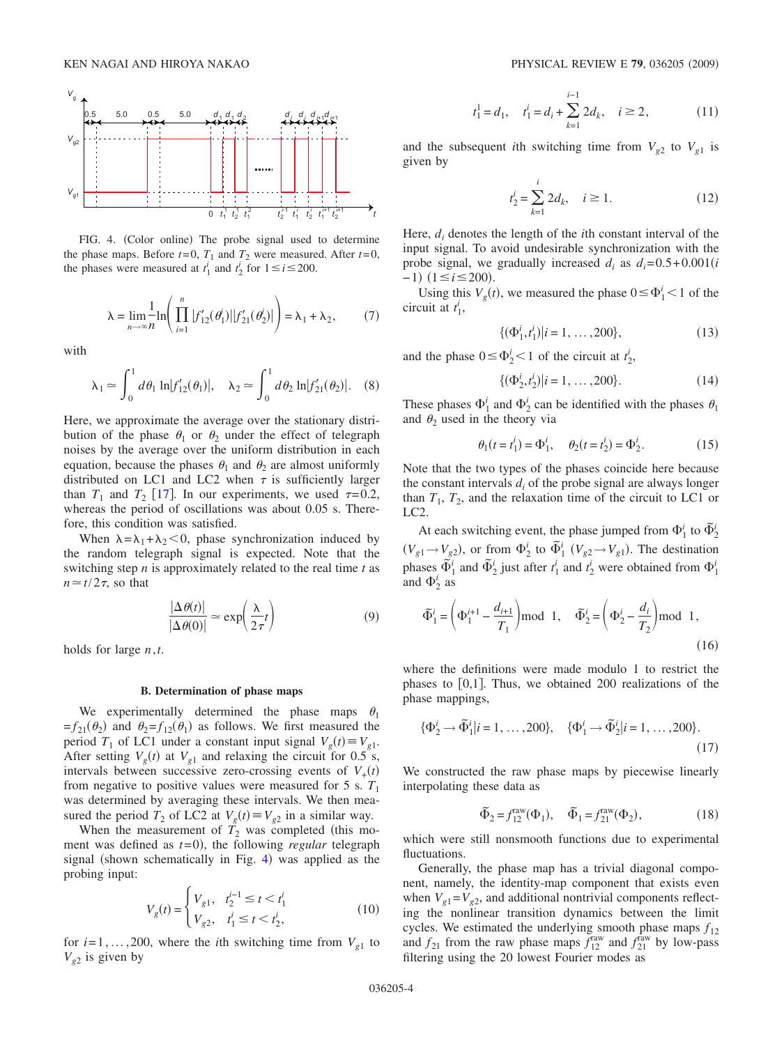FIG. 4. (Color online) The probe signal used to determine the phase maps. Before $t=0$, $T_1$ and $T_2$ were measured. After $t=0$, the phases were measured at $t_1^i$ and $t_2^i$ for $1 \le i \le 200$.

$$\lambda = \lim_{n\to\infty} \frac{1}{n} \ln\left( \prod_{i=1}^{n} |f'_{12}(\theta_1^i)||f'_{21}(\theta_2^i)| \right) = \lambda_1 + \lambda_2, \tag{7}$$

with

$$\lambda_1 \simeq \int_0^1 d\theta_1 \ln|f'_{12}(\theta_1)|, \quad \lambda_2 \simeq \int_0^1 d\theta_2 \ln|f'_{21}(\theta_2)|. \tag{8}$$

Here, we approximate the average over the stationary distribution of the phase $\theta_1$ or $\theta_2$ under the effect of telegraph noises by the average over the uniform distribution in each equation, because the phases $\theta_1$ and $\theta_2$ are almost uniformly distributed on LC1 and LC2 when $\tau$ is sufficiently larger than $T_1$ and $T_2$ [17]. In our experiments, we used $\tau=0.2$, whereas the period of oscillations was about 0.05 s. Therefore, this condition was satisfied.

When $\lambda=\lambda_1+\lambda_2<0$, phase synchronization induced by the random telegraph signal is expected. Note that the switching step $n$ is approximately related to the real time $t$ as $n \simeq t/2\tau$, so that

$$\frac{|\Delta\theta(t)|}{|\Delta\theta(0)|} \simeq \exp\left(\frac{\lambda}{2\tau} t\right) \tag{9}$$

holds for large $n, t$.

### B. Determination of phase maps

We experimentally determined the phase maps $\theta_1 = f_{21}(\theta_2)$ and $\theta_2 = f_{12}(\theta_1)$ as follows. We first measured the period $T_1$ of LC1 under a constant input signal $V_g(t) \equiv V_{g1}$. After setting $V_g(t)$ at $V_{g1}$ and relaxing the circuit for 0.5 s, intervals between successive zero-crossing events of $V_+(t)$ from negative to positive values were measured for 5 s. $T_1$ was determined by averaging these intervals. We then measured the period $T_2$ of LC2 at $V_g(t) \equiv V_{g2}$ in a similar way.

When the measurement of $T_2$ was completed (this moment was defined as $t=0$), the following *regular* telegraph signal (shown schematically in Fig. 4) was applied as the probing input:

$$V_g(t) = \begin{cases} V_{g1}, & t_2^{i-1} \le t < t_1^i \\ V_{g2}, & t_1^i \le t < t_2^i, \end{cases} \tag{10}$$

for $i=1,\ldots,200$, where the $i$th switching time from $V_{g1}$ to $V_{g2}$ is given by

$$t_1^1 = d_1, \quad t_1^i = d_i + \sum_{k=1}^{i-1} 2d_k, \quad i \ge 2, \tag{11}$$

and the subsequent $i$th switching time from $V_{g2}$ to $V_{g1}$ is given by

$$t_2^i = \sum_{k=1}^{i} 2d_k, \quad i \ge 1. \tag{12}$$

Here, $d_i$ denotes the length of the $i$th constant interval of the input signal. To avoid undesirable synchronization with the probe signal, we gradually increased $d_i$ as $d_i = 0.5 + 0.001(i-1)$ $(1 \le i \le 200)$.

Using this $V_g(t)$, we measured the phase $0 \le \Phi_1^i < 1$ of the circuit at $t_1^i$,

$$\{(\Phi_1^i, t_1^i) | i = 1, \ldots, 200\}, \tag{13}$$

and the phase $0 \le \Phi_2^i < 1$ of the circuit at $t_2^i$,

$$\{(\Phi_2^i, t_2^i) | i = 1, \ldots, 200\}. \tag{14}$$

These phases $\Phi_1^i$ and $\Phi_2^i$ can be identified with the phases $\theta_1$ and $\theta_2$ used in the theory via

$$\theta_1(t = t_1^i) = \Phi_1^i, \quad \theta_2(t = t_2^i) = \Phi_2^i. \tag{15}$$

Note that the two types of the phases coincide here because the constant intervals $d_i$ of the probe signal are always longer than $T_1$, $T_2$, and the relaxation time of the circuit to LC1 or LC2.

At each switching event, the phase jumped from $\Phi_1^i$ to $\tilde{\Phi}_2^i$ ($V_{g1} \to V_{g2}$), or from $\Phi_2^i$ to $\tilde{\Phi}_1^i$ ($V_{g2} \to V_{g1}$). The destination phases $\tilde{\Phi}_1^i$ and $\tilde{\Phi}_2^i$ just after $t_1^i$ and $t_2^i$ were obtained from $\Phi_1^i$ and $\Phi_2^i$ as

$$\tilde{\Phi}_1^i = \left(\Phi_1^{i+1} - \frac{d_{i+1}}{T_1}\right) \bmod 1, \quad \tilde{\Phi}_2^i = \left(\Phi_2^i - \frac{d_i}{T_2}\right) \bmod 1, \tag{16}$$

where the definitions were made modulo 1 to restrict the phases to $[0,1]$. Thus, we obtained 200 realizations of the phase mappings,

$$\{\Phi_2^i \to \tilde{\Phi}_1^i | i = 1, \ldots, 200\}, \quad \{\Phi_1^i \to \tilde{\Phi}_2^i | i = 1, \ldots, 200\}. \tag{17}$$

We constructed the raw phase maps by piecewise linearly interpolating these data as

$$\tilde{\Phi}_2 = f_{12}^{\text{raw}}(\Phi_1), \quad \tilde{\Phi}_1 = f_{21}^{\text{raw}}(\Phi_2), \tag{18}$$

which were still nonsmooth functions due to experimental fluctuations.

Generally, the phase map has a trivial diagonal component, namely, the identity-map component that exists even when $V_{g1} = V_{g2}$, and additional nontrivial components reflecting the nonlinear transition dynamics between the limit cycles. We estimated the underlying smooth phase maps $f_{12}$ and $f_{21}$ from the raw phase maps $f_{12}^{\text{raw}}$ and $f_{21}^{\text{raw}}$ by low-pass filtering using the 20 lowest Fourier modes as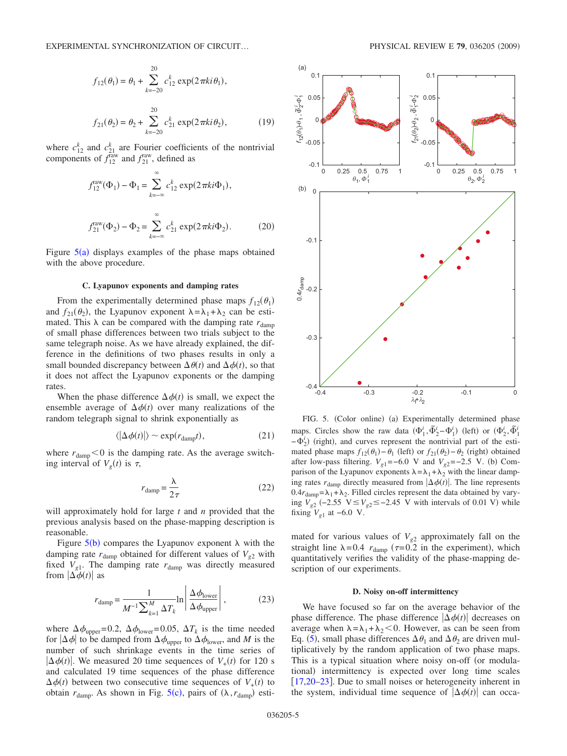$$f_{12}(\theta_1) = \theta_1 + \sum_{k=-20}^{20} c_{12}^k \exp(2\pi k i \theta_1),$$

$$f_{21}(\theta_2) = \theta_2 + \sum_{k=-20}^{20} c_{21}^k \exp(2\pi k i \theta_2), \tag{19}$$

where $c_{12}^k$ and $c_{21}^k$ are Fourier coefficients of the nontrivial components of $f_{12}^{\text{raw}}$ and $f_{21}^{\text{raw}}$, defined as

$$f_{12}^{\text{raw}}(\Phi_1) - \Phi_1 = \sum_{k=-\infty}^{\infty} c_{12}^k \exp(2\pi k i \Phi_1),$$

$$f_{21}^{\text{raw}}(\Phi_2) - \Phi_2 = \sum_{k=-\infty}^{\infty} c_{21}^k \exp(2\pi k i \Phi_2). \tag{20}$$

Figure 5(a) displays examples of the phase maps obtained with the above procedure.

### C. Lyapunov exponents and damping rates

From the experimentally determined phase maps $f_{12}(\theta_1)$ and $f_{21}(\theta_2)$, the Lyapunov exponent $\lambda = \lambda_1 + \lambda_2$ can be estimated. This $\lambda$ can be compared with the damping rate $r_{\text{damp}}$ of small phase differences between two trials subject to the same telegraph noise. As we have already explained, the difference in the definitions of two phases results in only a small bounded discrepancy between $\Delta\theta(t)$ and $\Delta\phi(t)$, so that it does not affect the Lyapunov exponents or the damping rates.

When the phase difference $\Delta\phi(t)$ is small, we expect the ensemble average of $\Delta\phi(t)$ over many realizations of the random telegraph signal to shrink exponentially as

$$\langle|\Delta\phi(t)|\rangle \sim \exp(r_{\text{damp}} t), \tag{21}$$

where $r_{\text{damp}} < 0$ is the damping rate. As the average switching interval of $V_g(t)$ is $\tau$,

$$r_{\text{damp}} = \frac{\lambda}{2\tau} \tag{22}$$

will approximately hold for large $t$ and $n$ provided that the previous analysis based on the phase-mapping description is reasonable.

Figure 5(b) compares the Lyapunov exponent $\lambda$ with the damping rate $r_{\text{damp}}$ obtained for different values of $V_{g2}$ with fixed $V_{g1}$. The damping rate $r_{\text{damp}}$ was directly measured from $|\Delta\phi(t)|$ as

$$r_{\text{damp}} = \frac{1}{M^{-1}\sum_{k=1}^{M} \Delta T_k} \ln\left|\frac{\Delta\phi_{\text{lower}}}{\Delta\phi_{\text{upper}}}\right|, \tag{23}$$

where $\Delta\phi_{\text{upper}} = 0.2$, $\Delta\phi_{\text{lower}} = 0.05$, $\Delta T_k$ is the time needed for $|\Delta\phi|$ to be damped from $\Delta\phi_{\text{upper}}$ to $\Delta\phi_{\text{lower}}$, and $M$ is the number of such shrinkage events in the time series of $|\Delta\phi(t)|$. We measured 20 time sequences of $V_+(t)$ for 120 s and calculated 19 time sequences of the phase difference $\Delta\phi(t)$ between two consecutive time sequences of $V_+(t)$ to obtain $r_{\text{damp}}$. As shown in Fig. 5(c), pairs of $(\lambda, r_{\text{damp}})$ estimated for various values of $V_{g2}$ approximately fall on the straight line $\lambda = 0.4\ r_{\text{damp}}$ ($\tau = 0.2$ in the experiment), which quantitatively verifies the validity of the phase-mapping description of our experiments.

FIG. 5. (Color online) (a) Experimentally determined phase maps. Circles show the raw data $(\Phi_1^i, \tilde{\Phi}_2^i - \Phi_1^i)$ (left) or $(\Phi_2^i, \tilde{\Phi}_1^i - \Phi_2^i)$ (right), and curves represent the nontrivial part of the estimated phase maps $f_{12}(\theta_1) - \theta_1$ (left) or $f_{21}(\theta_2) - \theta_2$ (right) obtained after low-pass filtering. $V_{g1} = -6.0$ V and $V_{g2} = -2.5$ V. (b) Comparison of the Lyapunov exponents $\lambda = \lambda_1 + \lambda_2$ with the linear damping rates $r_{\text{damp}}$ directly measured from $|\Delta\phi(t)|$. The line represents $0.4 r_{\text{damp}} = \lambda_1 + \lambda_2$. Filled circles represent the data obtained by varying $V_{g2}$ ($-2.55$ V $\le V_{g2} \le -2.45$ V with intervals of 0.01 V) while fixing $V_{g1}$ at $-6.0$ V.

### D. Noisy on-off intermittency

We have focused so far on the average behavior of the phase difference. The phase difference $|\Delta\phi(t)|$ decreases on average when $\lambda = \lambda_1 + \lambda_2 < 0$. However, as can be seen from Eq. (5), small phase differences $\Delta\theta_1$ and $\Delta\theta_2$ are driven multiplicatively by the random application of two phase maps. This is a typical situation where noisy on-off (or modulational) intermittency is expected over long time scales [17,20–23]. Due to small noises or heterogeneity inherent in the system, individual time sequence of $|\Delta\phi(t)|$ can occa-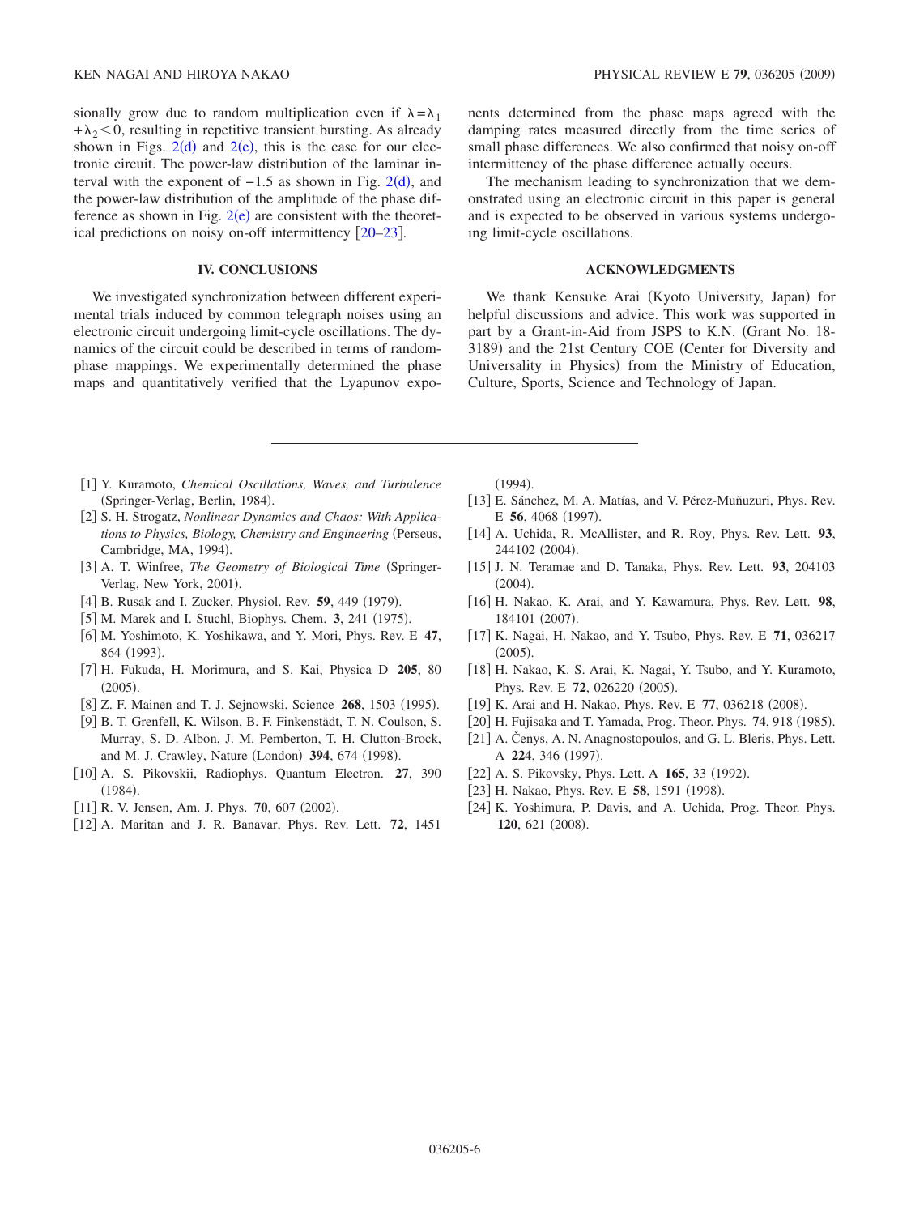sionally grow due to random multiplication even if $\lambda = \lambda_1 + \lambda_2 < 0$, resulting in repetitive transient bursting. As already shown in Figs. 2(d) and 2(e), this is the case for our electronic circuit. The power-law distribution of the laminar interval with the exponent of $-1.5$ as shown in Fig. 2(d), and the power-law distribution of the amplitude of the phase difference as shown in Fig. 2(e) are consistent with the theoretical predictions on noisy on-off intermittency [20–23].

## IV. CONCLUSIONS

We investigated synchronization between different experimental trials induced by common telegraph noises using an electronic circuit undergoing limit-cycle oscillations. The dynamics of the circuit could be described in terms of random-phase mappings. We experimentally determined the phase maps and quantitatively verified that the Lyapunov exponents determined from the phase maps agreed with the damping rates measured directly from the time series of small phase differences. We also confirmed that noisy on-off intermittency of the phase difference actually occurs.

The mechanism leading to synchronization that we demonstrated using an electronic circuit in this paper is general and is expected to be observed in various systems undergoing limit-cycle oscillations.

## ACKNOWLEDGMENTS

We thank Kensuke Arai (Kyoto University, Japan) for helpful discussions and advice. This work was supported in part by a Grant-in-Aid from JSPS to K.N. (Grant No. 18-3189) and the 21st Century COE (Center for Diversity and Universality in Physics) from the Ministry of Education, Culture, Sports, Science and Technology of Japan.

---

[1] Y. Kuramoto, *Chemical Oscillations, Waves, and Turbulence* (Springer-Verlag, Berlin, 1984).
[2] S. H. Strogatz, *Nonlinear Dynamics and Chaos: With Applications to Physics, Biology, Chemistry and Engineering* (Perseus, Cambridge, MA, 1994).
[3] A. T. Winfree, *The Geometry of Biological Time* (Springer-Verlag, New York, 2001).
[4] B. Rusak and I. Zucker, Physiol. Rev. **59**, 449 (1979).
[5] M. Marek and I. Stuchl, Biophys. Chem. **3**, 241 (1975).
[6] M. Yoshimoto, K. Yoshikawa, and Y. Mori, Phys. Rev. E **47**, 864 (1993).
[7] H. Fukuda, H. Morimura, and S. Kai, Physica D **205**, 80 (2005).
[8] Z. F. Mainen and T. J. Sejnowski, Science **268**, 1503 (1995).
[9] B. T. Grenfell, K. Wilson, B. F. Finkenstädt, T. N. Coulson, S. Murray, S. D. Albon, J. M. Pemberton, T. H. Clutton-Brock, and M. J. Crawley, Nature (London) **394**, 674 (1998).
[10] A. S. Pikovskii, Radiophys. Quantum Electron. **27**, 390 (1984).
[11] R. V. Jensen, Am. J. Phys. **70**, 607 (2002).
[12] A. Maritan and J. R. Banavar, Phys. Rev. Lett. **72**, 1451 (1994).
[13] E. Sánchez, M. A. Matías, and V. Pérez-Muñuzuri, Phys. Rev. E **56**, 4068 (1997).
[14] A. Uchida, R. McAllister, and R. Roy, Phys. Rev. Lett. **93**, 244102 (2004).
[15] J. N. Teramae and D. Tanaka, Phys. Rev. Lett. **93**, 204103 (2004).
[16] H. Nakao, K. Arai, and Y. Kawamura, Phys. Rev. Lett. **98**, 184101 (2007).
[17] K. Nagai, H. Nakao, and Y. Tsubo, Phys. Rev. E **71**, 036217 (2005).
[18] H. Nakao, K. S. Arai, K. Nagai, Y. Tsubo, and Y. Kuramoto, Phys. Rev. E **72**, 026220 (2005).
[19] K. Arai and H. Nakao, Phys. Rev. E **77**, 036218 (2008).
[20] H. Fujisaka and T. Yamada, Prog. Theor. Phys. **74**, 918 (1985).
[21] A. Čenys, A. N. Anagnostopoulos, and G. L. Bleris, Phys. Lett. A **224**, 346 (1997).
[22] A. S. Pikovsky, Phys. Lett. A **165**, 33 (1992).
[23] H. Nakao, Phys. Rev. E **58**, 1591 (1998).
[24] K. Yoshimura, P. Davis, and A. Uchida, Prog. Theor. Phys. **120**, 621 (2008).